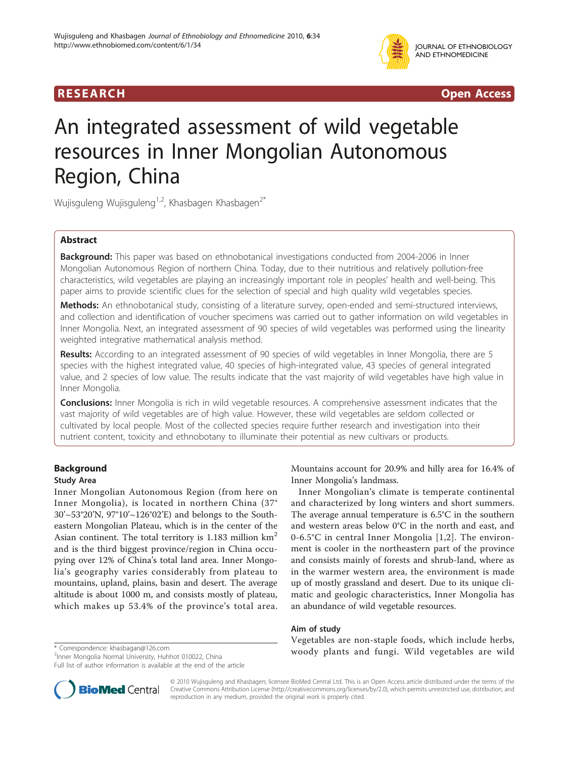# An integrated assessment of wild vegetable resources in Inner Mongolian Autonomous Region, China

Wujisguleng Wujisguleng[1,2], Khasbagen Khasbagen[2*]

## Abstract

**Background:** This paper was based on ethnobotanical investigations conducted from 2004-2006 in Inner Mongolian Autonomous Region of northern China. Today, due to their nutritious and relatively pollution-free characteristics, wild vegetables are playing an increasingly important role in peoples' health and well-being. This paper aims to provide scientific clues for the selection of special and high quality wild vegetables species.

**Methods:** An ethnobotanical study, consisting of a literature survey, open-ended and semi-structured interviews, and collection and identification of voucher specimens was carried out to gather information on wild vegetables in Inner Mongolia. Next, an integrated assessment of 90 species of wild vegetables was performed using the linearity weighted integrative mathematical analysis method.

**Results:** According to an integrated assessment of 90 species of wild vegetables in Inner Mongolia, there are 5 species with the highest integrated value, 40 species of high-integrated value, 43 species of general integrated value, and 2 species of low value. The results indicate that the vast majority of wild vegetables have high value in Inner Mongolia.

**Conclusions:** Inner Mongolia is rich in wild vegetable resources. A comprehensive assessment indicates that the vast majority of wild vegetables are of high value. However, these wild vegetables are seldom collected or cultivated by local people. Most of the collected species require further research and investigation into their nutrient content, toxicity and ethnobotany to illuminate their potential as new cultivars or products.

## Background

### Study Area

Inner Mongolian Autonomous Region (from here on Inner Mongolia), is located in northern China (37°30'~53°20'N, 97°10'~126°02'E) and belongs to the Southeastern Mongolian Plateau, which is in the center of the Asian continent. The total territory is 1.183 million km$^2$ and is the third biggest province/region in China occupying over 12% of China's total land area. Inner Mongolia's geography varies considerably from plateau to mountains, upland, plains, basin and desert. The average altitude is about 1000 m, and consists mostly of plateau, which makes up 53.4% of the province's total area. Mountains account for 20.9% and hilly area for 16.4% of Inner Mongolia's landmass.

Inner Mongolian's climate is temperate continental and characterized by long winters and short summers. The average annual temperature is 6.5°C in the southern and western areas below 0°C in the north and east, and 0-6.5°C in central Inner Mongolia [1,2]. The environment is cooler in the northeastern part of the province and consists mainly of forests and shrub-land, where as in the warmer western area, the environment is made up of mostly grassland and desert. Due to its unique climatic and geologic characteristics, Inner Mongolia has an abundance of wild vegetable resources.

### Aim of study

Vegetables are non-staple foods, which include herbs, woody plants and fungi. Wild vegetables are wild

\* Correspondence: khasbagan@126.com
[2]Inner Mongolia Normal University, Huhhot 010022, China
Full list of author information is available at the end of the article

© 2010 Wujisguleng and Khasbagen; licensee BioMed Central Ltd. This is an Open Access article distributed under the terms of the Creative Commons Attribution License (http://creativecommons.org/licenses/by/2.0), which permits unrestricted use, distribution, and reproduction in any medium, provided the original work is properly cited.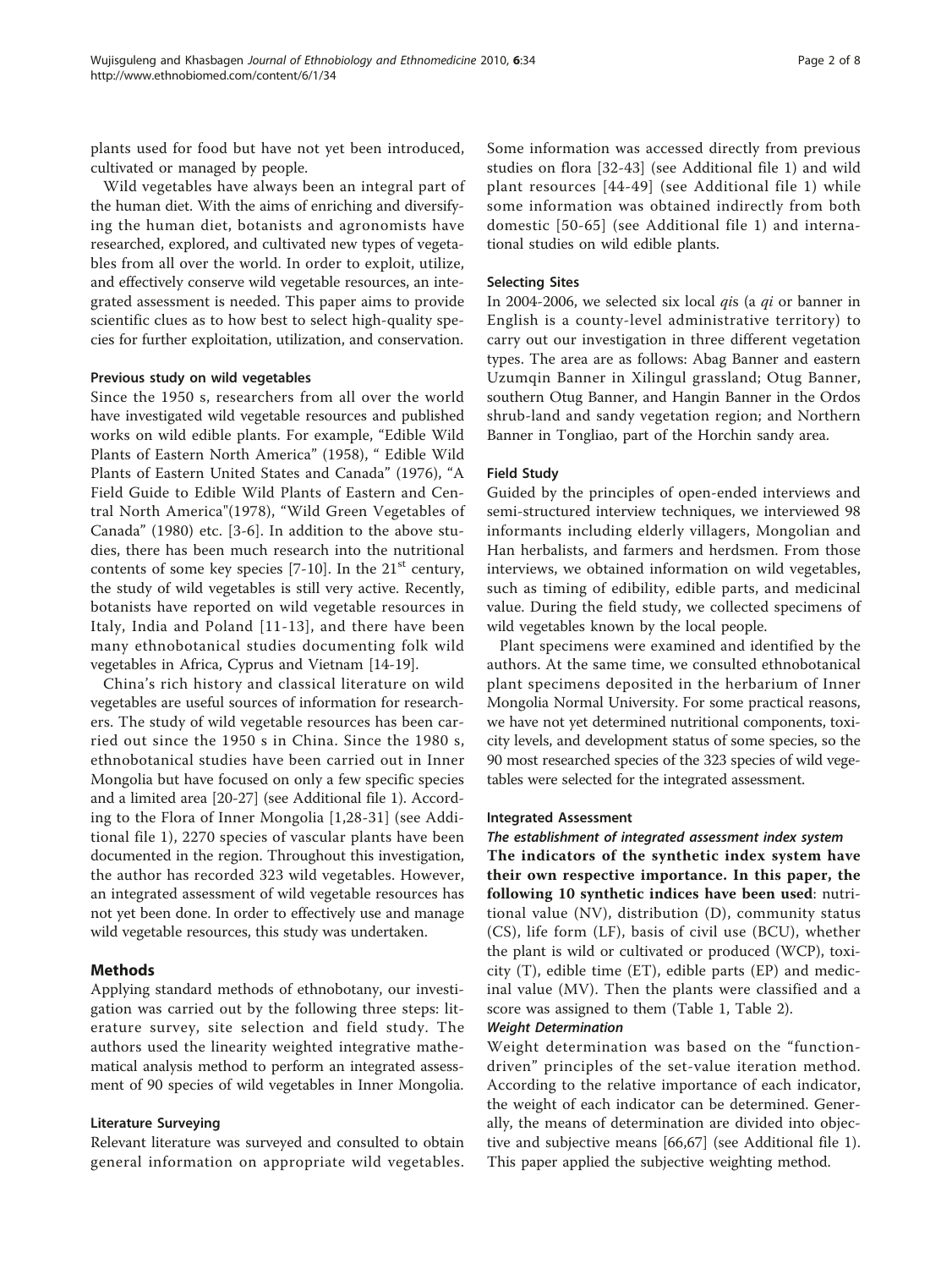plants used for food but have not yet been introduced, cultivated or managed by people.

Wild vegetables have always been an integral part of the human diet. With the aims of enriching and diversifying the human diet, botanists and agronomists have researched, explored, and cultivated new types of vegetables from all over the world. In order to exploit, utilize, and effectively conserve wild vegetable resources, an integrated assessment is needed. This paper aims to provide scientific clues as to how best to select high-quality species for further exploitation, utilization, and conservation.

#### Previous study on wild vegetables

Since the 1950 s, researchers from all over the world have investigated wild vegetable resources and published works on wild edible plants. For example, "Edible Wild Plants of Eastern North America" (1958), " Edible Wild Plants of Eastern United States and Canada" (1976), "A Field Guide to Edible Wild Plants of Eastern and Central North America"(1978), "Wild Green Vegetables of Canada" (1980) etc. [3-6]. In addition to the above studies, there has been much research into the nutritional contents of some key species [7-10]. In the 21[st] century, the study of wild vegetables is still very active. Recently, botanists have reported on wild vegetable resources in Italy, India and Poland [11-13], and there have been many ethnobotanical studies documenting folk wild vegetables in Africa, Cyprus and Vietnam [14-19].

China's rich history and classical literature on wild vegetables are useful sources of information for researchers. The study of wild vegetable resources has been carried out since the 1950 s in China. Since the 1980 s, ethnobotanical studies have been carried out in Inner Mongolia but have focused on only a few specific species and a limited area [20-27] (see Additional file 1). According to the Flora of Inner Mongolia [1,28-31] (see Additional file 1), 2270 species of vascular plants have been documented in the region. Throughout this investigation, the author has recorded 323 wild vegetables. However, an integrated assessment of wild vegetable resources has not yet been done. In order to effectively use and manage wild vegetable resources, this study was undertaken.

## Methods

Applying standard methods of ethnobotany, our investigation was carried out by the following three steps: literature survey, site selection and field study. The authors used the linearity weighted integrative mathematical analysis method to perform an integrated assessment of 90 species of wild vegetables in Inner Mongolia.

#### Literature Surveying

Relevant literature was surveyed and consulted to obtain general information on appropriate wild vegetables. Some information was accessed directly from previous studies on flora [32-43] (see Additional file 1) and wild plant resources [44-49] (see Additional file 1) while some information was obtained indirectly from both domestic [50-65] (see Additional file 1) and international studies on wild edible plants.

#### Selecting Sites

In 2004-2006, we selected six local *qi*s (a *qi* or banner in English is a county-level administrative territory) to carry out our investigation in three different vegetation types. The area are as follows: Abag Banner and eastern Uzumqin Banner in Xilingul grassland; Otug Banner, southern Otug Banner, and Hangin Banner in the Ordos shrub-land and sandy vegetation region; and Northern Banner in Tongliao, part of the Horchin sandy area.

#### Field Study

Guided by the principles of open-ended interviews and semi-structured interview techniques, we interviewed 98 informants including elderly villagers, Mongolian and Han herbalists, and farmers and herdsmen. From those interviews, we obtained information on wild vegetables, such as timing of edibility, edible parts, and medicinal value. During the field study, we collected specimens of wild vegetables known by the local people.

Plant specimens were examined and identified by the authors. At the same time, we consulted ethnobotanical plant specimens deposited in the herbarium of Inner Mongolia Normal University. For some practical reasons, we have not yet determined nutritional components, toxicity levels, and development status of some species, so the 90 most researched species of the 323 species of wild vegetables were selected for the integrated assessment.

#### Integrated Assessment

##### *The establishment of integrated assessment index system*

**The indicators of the synthetic index system have their own respective importance. In this paper, the following 10 synthetic indices have been used**: nutritional value (NV), distribution (D), community status (CS), life form (LF), basis of civil use (BCU), whether the plant is wild or cultivated or produced (WCP), toxicity (T), edible time (ET), edible parts (EP) and medicinal value (MV). Then the plants were classified and a score was assigned to them (Table 1, Table 2).

##### *Weight Determination*

Weight determination was based on the "function-driven" principles of the set-value iteration method. According to the relative importance of each indicator, the weight of each indicator can be determined. Generally, the means of determination are divided into objective and subjective means [66,67] (see Additional file 1). This paper applied the subjective weighting method.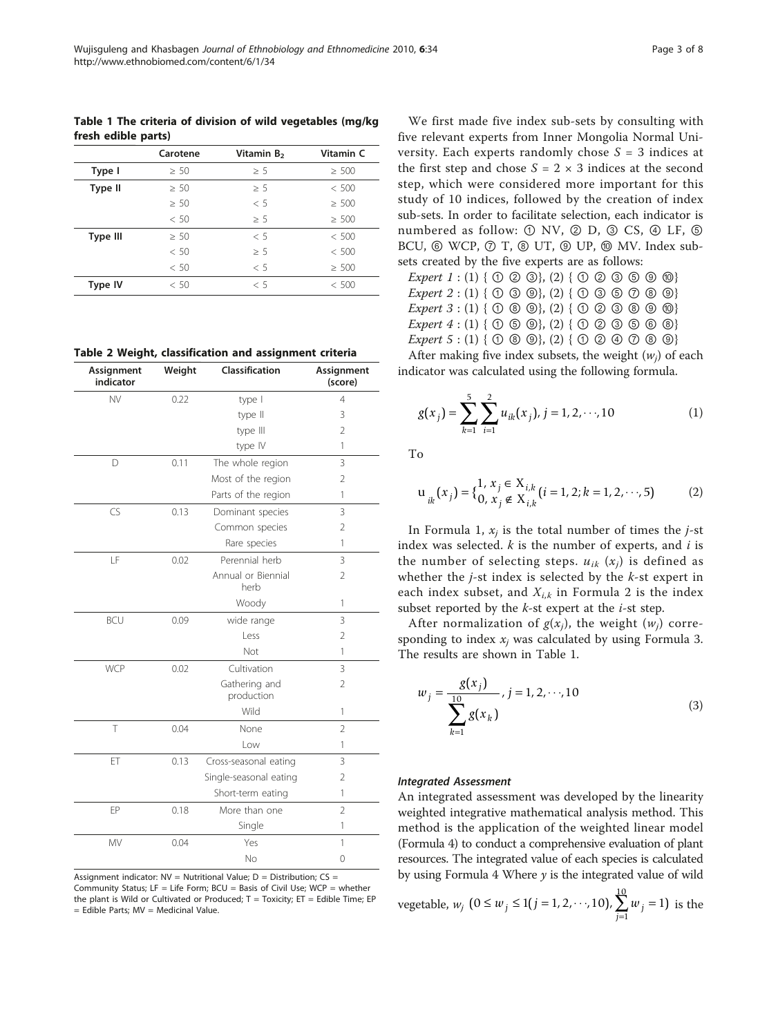**Table 1 The criteria of division of wild vegetables (mg/kg fresh edible parts)**

| | Carotene | Vitamin $B_2$ | Vitamin C |
|---|---|---|---|
| Type I | ≥ 50 | ≥ 5 | ≥ 500 |
| Type II | ≥ 50 | ≥ 5 | < 500 |
| | ≥ 50 | < 5 | ≥ 500 |
| | < 50 | ≥ 5 | ≥ 500 |
| Type III | ≥ 50 | < 5 | < 500 |
| | < 50 | ≥ 5 | < 500 |
| | < 50 | < 5 | ≥ 500 |
| Type IV | < 50 | < 5 | < 500 |

**Table 2 Weight, classification and assignment criteria**

| Assignment indicator | Weight | Classification | Assignment (score) |
|---|---|---|---|
| NV | 0.22 | type I | 4 |
| | | type II | 3 |
| | | type III | 2 |
| | | type IV | 1 |
| D | 0.11 | The whole region | 3 |
| | | Most of the region | 2 |
| | | Parts of the region | 1 |
| CS | 0.13 | Dominant species | 3 |
| | | Common species | 2 |
| | | Rare species | 1 |
| LF | 0.02 | Perennial herb | 3 |
| | | Annual or Biennial herb | 2 |
| | | Woody | 1 |
| BCU | 0.09 | wide range | 3 |
| | | Less | 2 |
| | | Not | 1 |
| WCP | 0.02 | Cultivation | 3 |
| | | Gathering and production | 2 |
| | | Wild | 1 |
| T | 0.04 | None | 2 |
| | | Low | 1 |
| ET | 0.13 | Cross-seasonal eating | 3 |
| | | Single-seasonal eating | 2 |
| | | Short-term eating | 1 |
| EP | 0.18 | More than one | 2 |
| | | Single | 1 |
| MV | 0.04 | Yes | 1 |
| | | No | 0 |

Assignment indicator: NV = Nutritional Value; D = Distribution; CS = Community Status; LF = Life Form; BCU = Basis of Civil Use; WCP = whether the plant is Wild or Cultivated or Produced; T = Toxicity; ET = Edible Time; EP = Edible Parts; MV = Medicinal Value.

We first made five index sub-sets by consulting with five relevant experts from Inner Mongolia Normal University. Each experts randomly chose $S = 3$ indices at the first step and chose $S = 2 \times 3$ indices at the second step, which were considered more important for this study of 10 indices, followed by the creation of index sub-sets. In order to facilitate selection, each indicator is numbered as follow: ① NV, ② D, ③ CS, ④ LF, ⑤ BCU, ⑥ WCP, ⑦ T, ⑧ UT, ⑨ UP, ⑩ MV. Index sub-sets created by the five experts are as follows:

*Expert 1* : (1) { ① ② ③}, (2) { ① ② ③ ⑤ ⑨ ⑩}
*Expert 2* : (1) { ① ③ ⑨}, (2) { ① ③ ⑤ ⑦ ⑧ ⑨}
*Expert 3* : (1) { ① ⑧ ⑨}, (2) { ① ② ③ ⑧ ⑨ ⑩}
*Expert 4* : (1) { ① ⑤ ⑨}, (2) { ① ② ③ ⑤ ⑥ ⑧}
*Expert 5* : (1) { ① ⑧ ⑨}, (2) { ① ② ④ ⑦ ⑧ ⑨}

After making five index subsets, the weight ($w_j$) of each indicator was calculated using the following formula.

$$g(x_j) = \sum_{k=1}^{5} \sum_{i=1}^{2} u_{ik}(x_j), \; j = 1, 2, \cdots, 10 \quad (1)$$

To

$$u_{ik}(x_j) = \begin{cases} 1, & x_j \in X_{i,k} \\ 0, & x_j \notin X_{i,k} \end{cases} (i = 1, 2; k = 1, 2, \cdots, 5) \quad (2)$$

In Formula 1, $x_j$ is the total number of times the $j$-st index was selected. $k$ is the number of experts, and $i$ is the number of selecting steps. $u_{ik}(x_j)$ is defined as whether the $j$-st index is selected by the $k$-st expert in each index subset, and $X_{i,k}$ in Formula 2 is the index subset reported by the $k$-st expert at the $i$-st step.

After normalization of $g(x_j)$, the weight ($w_j$) corresponding to index $x_j$ was calculated by using Formula 3. The results are shown in Table 1.

$$w_j = \frac{g(x_j)}{\sum_{k=1}^{10} g(x_k)}, \; j = 1, 2, \cdots, 10 \quad (3)$$

### *Integrated Assessment*

An integrated assessment was developed by the linearity weighted integrative mathematical analysis method. This method is the application of the weighted linear model (Formula 4) to conduct a comprehensive evaluation of plant resources. The integrated value of each species is calculated by using Formula 4 Where $y$ is the integrated value of wild vegetable, $w_j$ $(0 \le w_j \le 1 (j = 1, 2, \cdots, 10), \sum_{j=1}^{10} w_j = 1)$ is the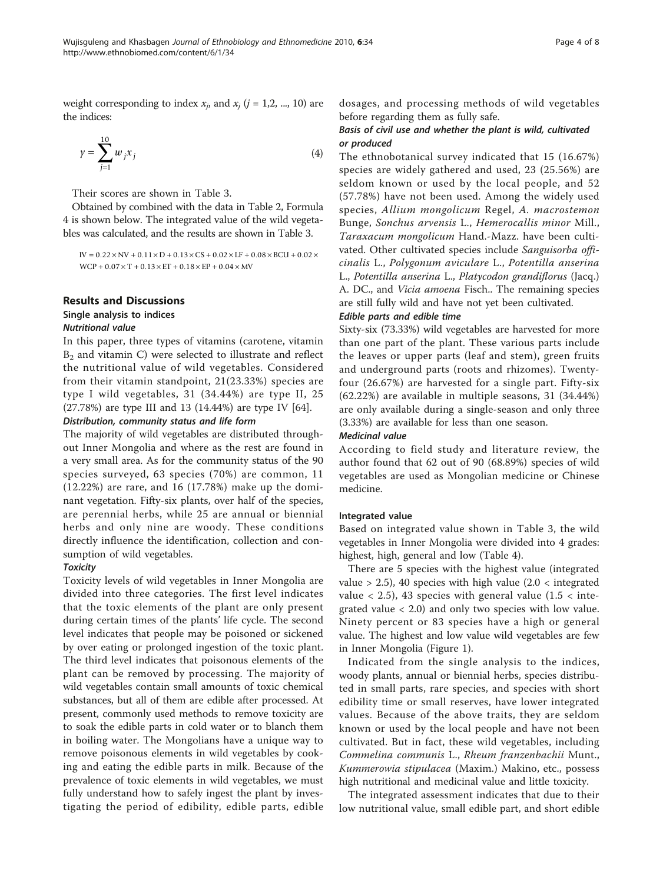weight corresponding to index $x_j$, and $x_j$ ($j$ = 1,2, ..., 10) are the indices:

$$y = \sum_{j=1}^{10} w_j x_j \tag{4}$$

Their scores are shown in Table 3.

Obtained by combined with the data in Table 2, Formula 4 is shown below. The integrated value of the wild vegetables was calculated, and the results are shown in Table 3.

$$IV = 0.22 \times NV + 0.11 \times D + 0.13 \times CS + 0.02 \times LF + 0.08 \times BCU + 0.02 \times WCP + 0.07 \times T + 0.13 \times ET + 0.18 \times EP + 0.04 \times MV$$

## Results and Discussions

### Single analysis to indices

#### *Nutritional value*

In this paper, three types of vitamins (carotene, vitamin $B_2$ and vitamin C) were selected to illustrate and reflect the nutritional value of wild vegetables. Considered from their vitamin standpoint, 21(23.33%) species are type I wild vegetables, 31 (34.44%) are type II, 25 (27.78%) are type III and 13 (14.44%) are type IV [64].

#### *Distribution, community status and life form*

The majority of wild vegetables are distributed throughout Inner Mongolia and where as the rest are found in a very small area. As for the community status of the 90 species surveyed, 63 species (70%) are common, 11 (12.22%) are rare, and 16 (17.78%) make up the dominant vegetation. Fifty-six plants, over half of the species, are perennial herbs, while 25 are annual or biennial herbs and only nine are woody. These conditions directly influence the identification, collection and consumption of wild vegetables.

#### *Toxicity*

Toxicity levels of wild vegetables in Inner Mongolia are divided into three categories. The first level indicates that the toxic elements of the plant are only present during certain times of the plants' life cycle. The second level indicates that people may be poisoned or sickened by over eating or prolonged ingestion of the toxic plant. The third level indicates that poisonous elements of the plant can be removed by processing. The majority of wild vegetables contain small amounts of toxic chemical substances, but all of them are edible after processed. At present, commonly used methods to remove toxicity are to soak the edible parts in cold water or to blanch them in boiling water. The Mongolians have a unique way to remove poisonous elements in wild vegetables by cooking and eating the edible parts in milk. Because of the prevalence of toxic elements in wild vegetables, we must fully understand how to safely ingest the plant by investigating the period of edibility, edible parts, edible dosages, and processing methods of wild vegetables before regarding them as fully safe.

#### *Basis of civil use and whether the plant is wild, cultivated or produced*

The ethnobotanical survey indicated that 15 (16.67%) species are widely gathered and used, 23 (25.56%) are seldom known or used by the local people, and 52 (57.78%) have not been used. Among the widely used species, *Allium mongolicum* Regel, *A. macrostemon* Bunge, *Sonchus arvensis* L., *Hemerocallis minor* Mill., *Taraxacum mongolicum* Hand.-Mazz. have been cultivated. Other cultivated species include *Sanguisorba officinalis* L., *Polygonum aviculare* L., *Potentilla anserina* L., *Potentilla anserina* L., *Platycodon grandiflorus* (Jacq.) A. DC., and *Vicia amoena* Fisch.. The remaining species are still fully wild and have not yet been cultivated.

#### *Edible parts and edible time*

Sixty-six (73.33%) wild vegetables are harvested for more than one part of the plant. These various parts include the leaves or upper parts (leaf and stem), green fruits and underground parts (roots and rhizomes). Twenty-four (26.67%) are harvested for a single part. Fifty-six (62.22%) are available in multiple seasons, 31 (34.44%) are only available during a single-season and only three (3.33%) are available for less than one season.

#### *Medicinal value*

According to field study and literature review, the author found that 62 out of 90 (68.89%) species of wild vegetables are used as Mongolian medicine or Chinese medicine.

### Integrated value

Based on integrated value shown in Table 3, the wild vegetables in Inner Mongolia were divided into 4 grades: highest, high, general and low (Table 4).

There are 5 species with the highest value (integrated value > 2.5), 40 species with high value (2.0 < integrated value < 2.5), 43 species with general value (1.5 < integrated value < 2.0) and only two species with low value. Ninety percent or 83 species have a high or general value. The highest and low value wild vegetables are few in Inner Mongolia (Figure 1).

Indicated from the single analysis to the indices, woody plants, annual or biennial herbs, species distributed in small parts, rare species, and species with short edibility time or small reserves, have lower integrated values. Because of the above traits, they are seldom known or used by the local people and have not been cultivated. But in fact, these wild vegetables, including *Commelina communis* L., *Rheum franzenbachii* Munt., *Kummerowia stipulacea* (Maxim.) Makino, etc., possess high nutritional and medicinal value and little toxicity.

The integrated assessment indicates that due to their low nutritional value, small edible part, and short edible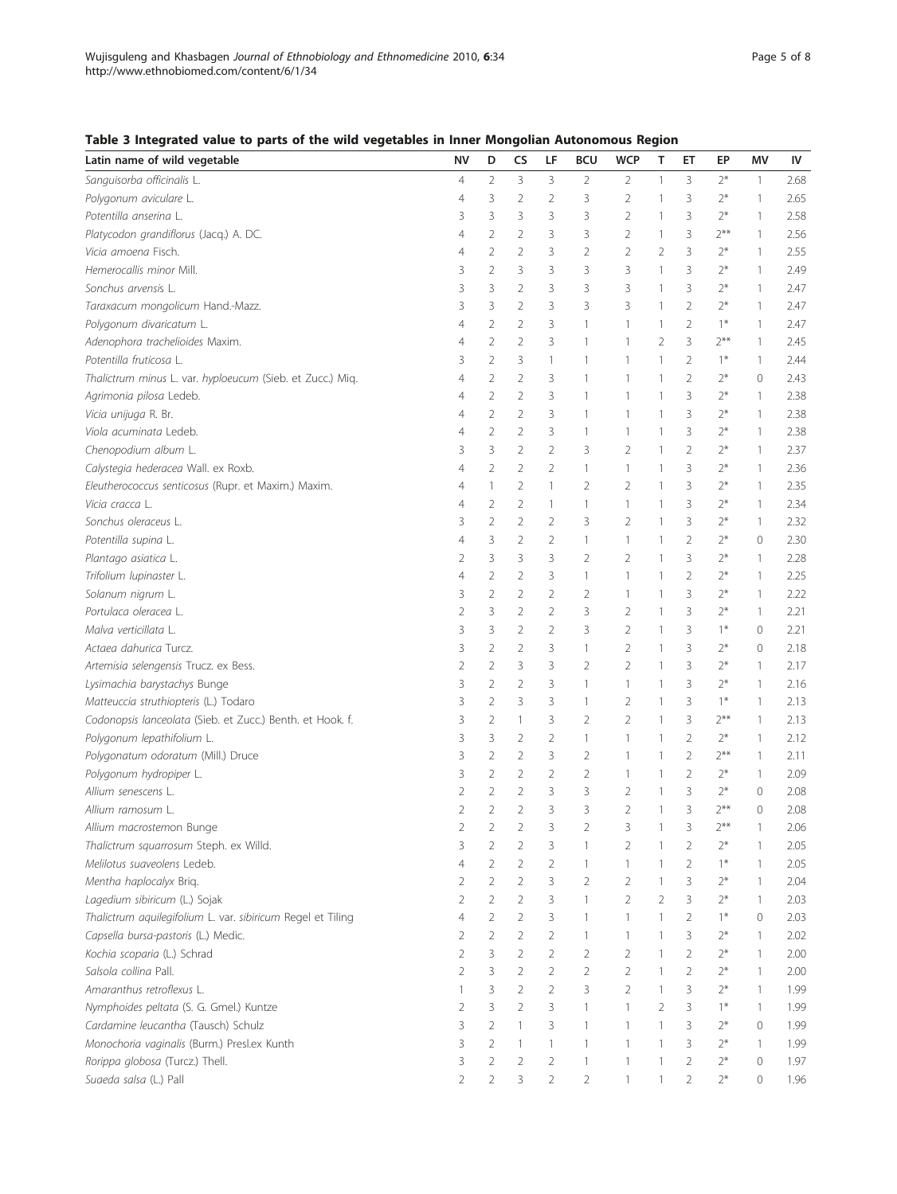**Table 3 Integrated value to parts of the wild vegetables in Inner Mongolian Autonomous Region**

| Latin name of wild vegetable | NV | D | CS | LF | BCU | WCP | T | ET | EP | MV | IV |
|---|---|---|---|---|---|---|---|---|---|---|---|
| *Sanguisorba officinalis* L. | 4 | 2 | 3 | 3 | 2 | 2 | 1 | 3 | 2* | 1 | 2.68 |
| *Polygonum aviculare* L. | 4 | 3 | 2 | 2 | 3 | 2 | 1 | 3 | 2* | 1 | 2.65 |
| *Potentilla anserina* L. | 3 | 3 | 3 | 3 | 3 | 2 | 1 | 3 | 2* | 1 | 2.58 |
| *Platycodon grandiflorus* (Jacq.) A. DC. | 4 | 2 | 2 | 3 | 3 | 2 | 1 | 3 | 2** | 1 | 2.56 |
| *Vicia amoena* Fisch. | 4 | 2 | 2 | 3 | 2 | 2 | 2 | 3 | 2* | 1 | 2.55 |
| *Hemerocallis minor* Mill. | 3 | 2 | 3 | 3 | 3 | 3 | 1 | 3 | 2* | 1 | 2.49 |
| *Sonchus arvensis* L. | 3 | 3 | 2 | 3 | 3 | 3 | 1 | 3 | 2* | 1 | 2.47 |
| *Taraxacum mongolicum* Hand.-Mazz. | 3 | 3 | 2 | 3 | 3 | 3 | 1 | 2 | 2* | 1 | 2.47 |
| *Polygonum divaricatum* L. | 4 | 2 | 2 | 3 | 1 | 1 | 1 | 2 | 1* | 1 | 2.47 |
| *Adenophora trachelioides* Maxim. | 4 | 2 | 2 | 3 | 1 | 1 | 2 | 3 | 2** | 1 | 2.45 |
| *Potentilla fruticosa* L. | 3 | 2 | 3 | 1 | 1 | 1 | 1 | 2 | 1* | 1 | 2.44 |
| *Thalictrum minus* L. var. *hyploeucum* (Sieb. et Zucc.) Miq. | 4 | 2 | 2 | 3 | 1 | 1 | 1 | 2 | 2* | 0 | 2.43 |
| *Agrimonia pilosa* Ledeb. | 4 | 2 | 2 | 3 | 1 | 1 | 1 | 3 | 2* | 1 | 2.38 |
| *Vicia unijuga* R. Br. | 4 | 2 | 2 | 3 | 1 | 1 | 1 | 3 | 2* | 1 | 2.38 |
| *Viola acuminata* Ledeb. | 4 | 2 | 2 | 3 | 1 | 1 | 1 | 3 | 2* | 1 | 2.38 |
| *Chenopodium album* L. | 3 | 3 | 2 | 2 | 3 | 2 | 1 | 2 | 2* | 1 | 2.37 |
| *Calystegia hederacea* Wall. ex Roxb. | 4 | 2 | 2 | 2 | 1 | 1 | 1 | 3 | 2* | 1 | 2.36 |
| *Eleutherococcus senticosus* (Rupr. et Maxim.) Maxim. | 4 | 1 | 2 | 1 | 2 | 2 | 1 | 3 | 2* | 1 | 2.35 |
| *Vicia cracca* L. | 4 | 2 | 2 | 1 | 1 | 1 | 1 | 3 | 2* | 1 | 2.34 |
| *Sonchus oleraceus* L. | 3 | 2 | 2 | 2 | 3 | 2 | 1 | 3 | 2* | 1 | 2.32 |
| *Potentilla supina* L. | 4 | 3 | 2 | 2 | 1 | 1 | 1 | 2 | 2* | 0 | 2.30 |
| *Plantago asiatica* L. | 2 | 3 | 3 | 3 | 2 | 2 | 1 | 3 | 2* | 1 | 2.28 |
| *Trifolium lupinaster* L. | 4 | 2 | 2 | 3 | 1 | 1 | 1 | 2 | 2* | 1 | 2.25 |
| *Solanum nigrum* L. | 3 | 2 | 2 | 2 | 2 | 1 | 1 | 3 | 2* | 1 | 2.22 |
| *Portulaca oleracea* L. | 2 | 3 | 2 | 2 | 3 | 2 | 1 | 3 | 2* | 1 | 2.21 |
| *Malva verticillata* L. | 3 | 3 | 2 | 2 | 3 | 2 | 1 | 3 | 1* | 0 | 2.21 |
| *Actaea dahurica* Turcz. | 3 | 2 | 2 | 3 | 1 | 2 | 1 | 3 | 2* | 0 | 2.18 |
| *Artemisia selengensis* Trucz. ex Bess. | 2 | 2 | 3 | 3 | 2 | 2 | 1 | 3 | 2* | 1 | 2.17 |
| *Lysimachia barystachys* Bunge | 3 | 2 | 2 | 3 | 1 | 1 | 1 | 3 | 2* | 1 | 2.16 |
| *Matteuccia struthiopteris* (L.) Todaro | 3 | 2 | 3 | 3 | 1 | 2 | 1 | 3 | 1* | 1 | 2.13 |
| *Codonopsis lanceolata* (Sieb. et Zucc.) Benth. et Hook. f. | 3 | 2 | 1 | 3 | 2 | 2 | 1 | 3 | 2** | 1 | 2.13 |
| *Polygonum lepathifolium* L. | 3 | 3 | 2 | 2 | 1 | 1 | 1 | 2 | 2* | 1 | 2.12 |
| *Polygonatum odoratum* (Mill.) Druce | 3 | 2 | 2 | 3 | 2 | 1 | 1 | 2 | 2** | 1 | 2.11 |
| *Polygonum hydropiper* L. | 3 | 2 | 2 | 2 | 2 | 1 | 1 | 2 | 2* | 1 | 2.09 |
| *Allium senescens* L. | 2 | 2 | 2 | 3 | 3 | 2 | 1 | 3 | 2* | 0 | 2.08 |
| *Allium ramosum* L. | 2 | 2 | 2 | 3 | 3 | 2 | 1 | 3 | 2** | 0 | 2.08 |
| *Allium macrostemon* Bunge | 2 | 2 | 2 | 3 | 2 | 3 | 1 | 3 | 2** | 1 | 2.06 |
| *Thalictrum squarrosum* Steph. ex Willd. | 3 | 2 | 2 | 3 | 1 | 2 | 1 | 2 | 2* | 1 | 2.05 |
| *Melilotus suaveolens* Ledeb. | 4 | 2 | 2 | 2 | 1 | 1 | 1 | 2 | 1* | 1 | 2.05 |
| *Mentha haplocalyx* Briq. | 2 | 2 | 2 | 3 | 2 | 2 | 1 | 3 | 2* | 1 | 2.04 |
| *Lagedium sibiricum* (L.) Sojak | 2 | 2 | 2 | 3 | 1 | 2 | 2 | 3 | 2* | 1 | 2.03 |
| *Thalictrum aquilegifolium* L. var. *sibiricum* Regel et Tiling | 4 | 2 | 2 | 3 | 1 | 1 | 1 | 2 | 1* | 0 | 2.03 |
| *Capsella bursa-pastoris* (L.) Medic. | 2 | 2 | 2 | 2 | 1 | 1 | 1 | 3 | 2* | 1 | 2.02 |
| *Kochia scoparia* (L.) Schrad | 2 | 3 | 2 | 2 | 2 | 2 | 1 | 2 | 2* | 1 | 2.00 |
| *Salsola collina* Pall. | 2 | 3 | 2 | 2 | 2 | 2 | 1 | 2 | 2* | 1 | 2.00 |
| *Amaranthus retroflexus* L. | 1 | 3 | 2 | 2 | 3 | 2 | 1 | 3 | 2* | 1 | 1.99 |
| *Nymphoides peltata* (S. G. Gmel.) Kuntze | 2 | 3 | 2 | 3 | 1 | 1 | 2 | 3 | 1* | 1 | 1.99 |
| *Cardamine leucantha* (Tausch) Schulz | 3 | 2 | 1 | 3 | 1 | 1 | 1 | 3 | 2* | 0 | 1.99 |
| *Monochoria vaginalis* (Burm.) Presl.ex Kunth | 3 | 2 | 1 | 1 | 1 | 1 | 1 | 3 | 2* | 1 | 1.99 |
| *Rorippa globosa* (Turcz.) Thell. | 3 | 2 | 2 | 2 | 1 | 1 | 1 | 2 | 2* | 0 | 1.97 |
| *Suaeda salsa* (L.) Pall | 2 | 2 | 3 | 2 | 2 | 1 | 1 | 2 | 2* | 0 | 1.96 |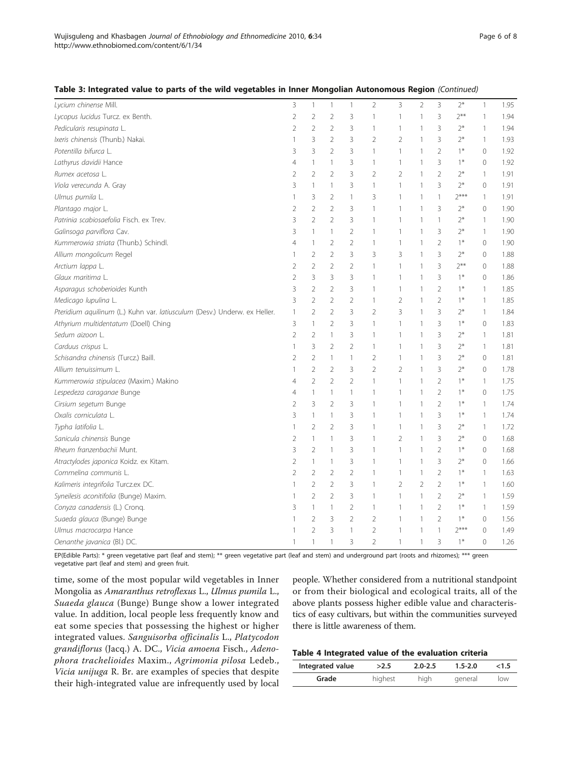**Table 3: Integrated value to parts of the wild vegetables in Inner Mongolian Autonomous Region** *(Continued)*

| | | | | | | | | | | | |
|---|---|---|---|---|---|---|---|---|---|---|---|
| *Lycium chinense* Mill. | 3 | 1 | 1 | 1 | 2 | 3 | 2 | 3 | 2* | 1 | 1.95 |
| *Lycopus lucidus* Turcz. ex Benth. | 2 | 2 | 2 | 3 | 1 | 1 | 1 | 3 | 2** | 1 | 1.94 |
| *Pedicularis resupinata* L. | 2 | 2 | 2 | 3 | 1 | 1 | 1 | 3 | 2* | 1 | 1.94 |
| *Ixeris chinensis* (Thunb.) Nakai. | 1 | 3 | 2 | 3 | 2 | 2 | 1 | 3 | 2* | 1 | 1.93 |
| *Potentilla bifurca* L. | 3 | 3 | 2 | 3 | 1 | 1 | 1 | 2 | 1* | 0 | 1.92 |
| *Lathyrus davidii* Hance | 4 | 1 | 1 | 3 | 1 | 1 | 1 | 3 | 1* | 0 | 1.92 |
| *Rumex acetosa* L. | 2 | 2 | 2 | 3 | 2 | 2 | 1 | 2 | 2* | 1 | 1.91 |
| *Viola verecunda* A. Gray | 3 | 1 | 1 | 3 | 1 | 1 | 1 | 3 | 2* | 0 | 1.91 |
| *Ulmus pumila* L. | 1 | 3 | 2 | 1 | 3 | 1 | 1 | 1 | 2*** | 1 | 1.91 |
| *Plantago major* L. | 2 | 2 | 2 | 3 | 1 | 1 | 1 | 3 | 2* | 0 | 1.90 |
| *Patrinia scabiosaefolia* Fisch. ex Trev. | 3 | 2 | 2 | 3 | 1 | 1 | 1 | 1 | 2* | 1 | 1.90 |
| *Galinsoga parviflora* Cav. | 3 | 1 | 1 | 2 | 1 | 1 | 1 | 3 | 2* | 1 | 1.90 |
| *Kummerowia striata* (Thunb.) Schindl. | 4 | 1 | 2 | 2 | 1 | 1 | 1 | 2 | 1* | 0 | 1.90 |
| *Allium mongolicum* Regel | 1 | 2 | 2 | 3 | 3 | 3 | 1 | 3 | 2* | 0 | 1.88 |
| *Arctium lappa* L. | 2 | 2 | 2 | 2 | 1 | 1 | 1 | 3 | 2** | 0 | 1.88 |
| *Glaux maritima* L. | 2 | 3 | 3 | 3 | 1 | 1 | 1 | 3 | 1* | 0 | 1.86 |
| *Asparagus schoberioides* Kunth | 3 | 2 | 2 | 3 | 1 | 1 | 1 | 2 | 1* | 1 | 1.85 |
| *Medicago lupulina* L. | 3 | 2 | 2 | 2 | 1 | 2 | 1 | 2 | 1* | 1 | 1.85 |
| *Pteridium aquilinum* (L.) Kuhn var. *latiusculum* (Desv.) Underw. ex Heller. | 1 | 2 | 2 | 3 | 2 | 3 | 1 | 3 | 2* | 1 | 1.84 |
| *Athyrium multidentatum* (Doell) Ching | 3 | 1 | 2 | 3 | 1 | 1 | 1 | 3 | 1* | 0 | 1.83 |
| *Sedum aizoon* L. | 2 | 2 | 1 | 3 | 1 | 1 | 1 | 3 | 2* | 1 | 1.81 |
| *Carduus crispus* L. | 1 | 3 | 2 | 2 | 1 | 1 | 1 | 3 | 2* | 1 | 1.81 |
| *Schisandra chinensis* (Turcz.) Baill. | 2 | 2 | 1 | 1 | 2 | 1 | 1 | 3 | 2* | 0 | 1.81 |
| *Allium tenuissimum* L. | 1 | 2 | 2 | 3 | 2 | 2 | 1 | 3 | 2* | 0 | 1.78 |
| *Kummerowia stipulacea* (Maxim.) Makino | 4 | 2 | 2 | 2 | 1 | 1 | 1 | 2 | 1* | 1 | 1.75 |
| *Lespedeza caraganae* Bunge | 4 | 1 | 1 | 1 | 1 | 1 | 1 | 2 | 1* | 0 | 1.75 |
| *Cirsium segetum* Bunge | 2 | 3 | 2 | 3 | 1 | 1 | 1 | 2 | 1* | 1 | 1.74 |
| *Oxalis corniculata* L. | 3 | 1 | 1 | 3 | 1 | 1 | 1 | 3 | 1* | 1 | 1.74 |
| *Typha latifolia* L. | 1 | 2 | 2 | 3 | 1 | 1 | 1 | 3 | 2* | 1 | 1.72 |
| *Sanicula chinensis* Bunge | 2 | 1 | 1 | 3 | 1 | 2 | 1 | 3 | 2* | 0 | 1.68 |
| *Rheum franzenbachii* Munt. | 3 | 2 | 1 | 3 | 1 | 1 | 1 | 2 | 1* | 0 | 1.68 |
| *Atractylodes japonica* Koidz. ex Kitam. | 2 | 1 | 1 | 3 | 1 | 1 | 1 | 3 | 2* | 0 | 1.66 |
| *Commelina communis* L. | 2 | 2 | 2 | 2 | 1 | 1 | 1 | 2 | 1* | 1 | 1.63 |
| *Kalimeris integrifolia* Turcz.ex DC. | 1 | 2 | 2 | 3 | 1 | 2 | 2 | 2 | 1* | 1 | 1.60 |
| *Syneilesis aconitifolia* (Bunge) Maxim. | 1 | 2 | 2 | 3 | 1 | 1 | 1 | 2 | 2* | 1 | 1.59 |
| *Conyza canadensis* (L.) Cronq. | 3 | 1 | 1 | 2 | 1 | 1 | 1 | 2 | 1* | 1 | 1.59 |
| *Suaeda glauca* (Bunge) Bunge | 1 | 2 | 3 | 2 | 2 | 1 | 1 | 2 | 1* | 0 | 1.56 |
| *Ulmus macrocarpa* Hance | 1 | 2 | 3 | 1 | 2 | 1 | 1 | 1 | 2*** | 0 | 1.49 |
| *Oenanthe javanica* (Bl.) DC. | 1 | 1 | 1 | 3 | 2 | 1 | 1 | 3 | 1* | 0 | 1.26 |

EP(Edible Parts): * green vegetative part (leaf and stem); ** green vegetative part (leaf and stem) and underground part (roots and rhizomes); *** green vegetative part (leaf and stem) and green fruit.

time, some of the most popular wild vegetables in Inner Mongolia as *Amaranthus retroflexus* L., *Ulmus pumila* L., *Suaeda glauca* (Bunge) Bunge show a lower integrated value. In addition, local people less frequently know and eat some species that possessing the highest or higher integrated values. *Sanguisorba officinalis* L., *Platycodon grandiflorus* (Jacq.) A. DC., *Vicia amoena* Fisch., *Adenophora trachelioides* Maxim., *Agrimonia pilosa* Ledeb., *Vicia unijuga* R. Br. are examples of species that despite their high-integrated value are infrequently used by local people. Whether considered from a nutritional standpoint or from their biological and ecological traits, all of the above plants possess higher edible value and characteristics of easy cultivars, but within the communities surveyed there is little awareness of them.

**Table 4 Integrated value of the evaluation criteria**

| Integrated value | >2.5 | 2.0-2.5 | 1.5-2.0 | <1.5 |
|---|---|---|---|---|
| Grade | highest | high | general | low |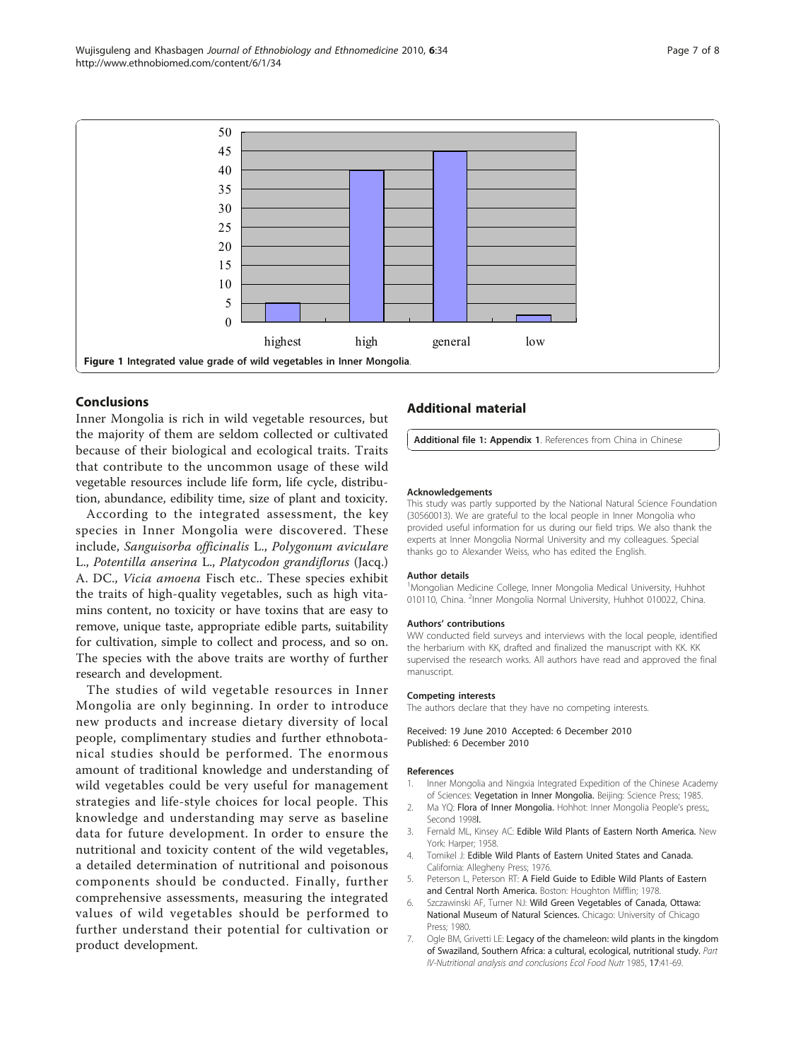50
45
40
35
30
25
20
15
10
5
0

highest high general low

**Figure 1 Integrated value grade of wild vegetables in Inner Mongolia**.

## Conclusions

Inner Mongolia is rich in wild vegetable resources, but the majority of them are seldom collected or cultivated because of their biological and ecological traits. Traits that contribute to the uncommon usage of these wild vegetable resources include life form, life cycle, distribution, abundance, edibility time, size of plant and toxicity.

According to the integrated assessment, the key species in Inner Mongolia were discovered. These include, *Sanguisorba officinalis* L., *Polygonum aviculare* L., *Potentilla anserina* L., *Platycodon grandiflorus* (Jacq.) A. DC., *Vicia amoena* Fisch etc.. These species exhibit the traits of high-quality vegetables, such as high vitamins content, no toxicity or have toxins that are easy to remove, unique taste, appropriate edible parts, suitability for cultivation, simple to collect and process, and so on. The species with the above traits are worthy of further research and development.

The studies of wild vegetable resources in Inner Mongolia are only beginning. In order to introduce new products and increase dietary diversity of local people, complimentary studies and further ethnobotanical studies should be performed. The enormous amount of traditional knowledge and understanding of wild vegetables could be very useful for management strategies and life-style choices for local people. This knowledge and understanding may serve as baseline data for future development. In order to ensure the nutritional and toxicity content of the wild vegetables, a detailed determination of nutritional and poisonous components should be conducted. Finally, further comprehensive assessments, measuring the integrated values of wild vegetables should be performed to further understand their potential for cultivation or product development.

## Additional material

**Additional file 1: Appendix 1**. References from China in Chinese

#### Acknowledgements

This study was partly supported by the National Natural Science Foundation (30560013). We are grateful to the local people in Inner Mongolia who provided useful information for us during our field trips. We also thank the experts at Inner Mongolia Normal University and my colleagues. Special thanks go to Alexander Weiss, who has edited the English.

#### Author details

[1]Mongolian Medicine College, Inner Mongolia Medical University, Huhhot 010110, China. [2]Inner Mongolia Normal University, Huhhot 010022, China.

#### Authors' contributions

WW conducted field surveys and interviews with the local people, identified the herbarium with KK, drafted and finalized the manuscript with KK. KK supervised the research works. All authors have read and approved the final manuscript.

#### Competing interests

The authors declare that they have no competing interests.

Received: 19 June 2010 Accepted: 6 December 2010
Published: 6 December 2010

#### References

1. Inner Mongolia and Ningxia Integrated Expedition of the Chinese Academy of Sciences: **Vegetation in Inner Mongolia.** Beijing: Science Press; 1985.
2. Ma YQ: **Flora of Inner Mongolia.** Hohhot: Inner Mongolia People's press;, Second 1998l.
3. Fernald ML, Kinsey AC: **Edible Wild Plants of Eastern North America.** New York: Harper; 1958.
4. Tomikel J: **Edible Wild Plants of Eastern United States and Canada.** California: Allegheny Press; 1976.
5. Peterson L, Peterson RT: **A Field Guide to Edible Wild Plants of Eastern and Central North America.** Boston: Houghton Mifflin; 1978.
6. Szczawinski AF, Turner NJ: **Wild Green Vegetables of Canada, Ottawa: National Museum of Natural Sciences.** Chicago: University of Chicago Press; 1980.
7. Ogle BM, Grivetti LE: **Legacy of the chameleon: wild plants in the kingdom of Swaziland, Southern Africa: a cultural, ecological, nutritional study.** *Part IV-Nutritional analysis and conclusions Ecol Food Nutr* 1985, **17**:41-69.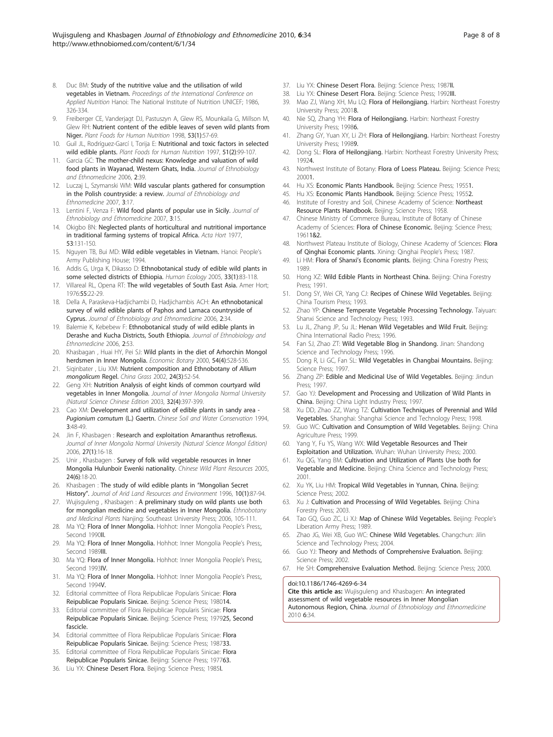8. Duc BM: **Study of the nutritive value and the utilisation of wild vegetables in Vietnam.** *Proceedings of the International Conference on Applied Nutrition* Hanoi: The National Institute of Nutrition UNICEF; 1986, 326-334.
9. Freiberger CE, Vanderjagt DJ, Pastuszyn A, Glew RS, Mounkaila G, Millson M, Glew RH: **Nutrient content of the edible leaves of seven wild plants from Niger.** *Plant Foods for Human Nutrition* 1998, **53(1)**:57-69.
10. Guil JL, Rodríguez-Garcí I, Torija E: **Nutritional and toxic factors in selected wild edible plants.** *Plant Foods for Human Nutrition* 1997, **51(2)**:99-107.
11. Garcia GC: **The mother-child nexus: Knowledge and valuation of wild food plants in Wayanad, Western Ghats, India.** *Journal of Ethnobiology and Ethnomedicine* 2006, **2**:39.
12. Luczaj L, Szymanski WM: **Wild vascular plants gathered for consumption in the Polish countryside: a review.** *Journal of Ethnobiology and Ethnomedicine* 2007, **3**:17.
13. Lentini F, Venza F: **Wild food plants of popular use in Sicily.** *Journal of Ethnobiology and Ethnomedicine* 2007, **3**:15.
14. Okigbo BN: **Neglected plants of horticultural and nutritional importance in traditional farming systems of tropical Africa.** *Acta Hort* 1977, **53**:131-150.
15. Nguyen TB, Bui MD: **Wild edible vegetables in Vietnam.** Hanoi: People's Army Publishing House; 1994.
16. Addis G, Urga K, Dikasso D: **Ethnobotanical study of edible wild plants in some selected districts of Ethiopia.** *Human Ecology* 2005, **33(1)**:83-118.
17. Villareal RL, Opena RT: **The wild vegetables of South East Asia.** Amer Hort; 1976:**55**:22-29.
18. Della A, Paraskeva-Hadjichambi D, Hadjichambis ACH: **An ethnobotanical survey of wild edible plants of Paphos and Larnaca countryside of Cyprus.** *Journal of Ethnobiology and Ethnomedicine* 2006, **2**:34.
19. Balemie K, Kebebew F: **Ethnobotanical study of wild edible plants in Derashe and Kucha Districts, South Ethiopia.** *Journal of Ethnobiology and Ethnomedicine* 2006, **2**:53.
20. Khasbagan , Huai HY, Pei SJ: **Wild plants in the diet of Arhorchin Mongol herdsmen in Inner Mongolia.** *Economic Botany* 2000, **54(4)**:528-536.
21. Siqinbater , Liu XM: **Nutrient composition and Ethnobotany of *Allium mongolicum* Regel.** *China Grass* 2002, **24(3)**:52-54.
22. Geng XH: **Nutrition Analysis of eight kinds of common courtyard wild vegetables in Inner Mongolia.** *Journal of Inner Mongolia Normal University (Natural Science Chinese Edition* 2003, **32(4)**:397-399.
23. Cao XM: **Development and utilization of edible plants in sandy area - *Pugionium cornutum* (L.) Gaertn.** *Chinese Soil and Water Conservation* 1994, **3**:48-49.
24. Jin F, Khasbagen : **Research and exploitation Amaranthus retroflexus.** *Journal of Inner Mongolia Normal University (Natural Science Mongol Edition)* 2006, **27(1)**:16-18.
25. Unir , Khasbagen : **Survey of folk wild vegetable resources in Inner Mongolia Hulunboir Ewenki nationality.** *Chinese Wild Plant Resources* 2005, **24(6)**:18-20.
26. Khasbagen : **The study of wild edible plants in "Mongolian Secret History".** *Journal of Arid Land Resources and Environment* 1996, **10(1)**:87-94.
27. Wujisguleng , Khasbagen : **A preliminary study on wild plants use both for mongolian medicine and vegetables in Inner Mongolia.** *Ethnobotany and Medicinal Plants* Nanjing: Southeast University Press; 2006, 105-111.
28. Ma YQ: **Flora of Inner Mongolia.** Hohhot: Inner Mongolia People's Press;, Second 1990**II**.
29. Ma YQ: **Flora of Inner Mongolia.** Hohhot: Inner Mongolia People's Press;, Second 1989**III**.
30. Ma YQ: **Flora of Inner Mongolia.** Hohhot: Inner Mongolia People's Press;, Second 1993**IV**.
31. Ma YQ: **Flora of Inner Mongolia.** Hohhot: Inner Mongolia People's Press;, Second 1994**V**.
32. Editorial committee of Flora Reipublicae Popularis Sinicae: **Flora Reipublicae Popularis Sinicae.** Beijing: Science Press; 1980**14**.
33. Editorial committee of Flora Reipublicae Popularis Sinicae: **Flora Reipublicae Popularis Sinicae.** Beijing: Science Press; 1979**25, Second fascicle**.
34. Editorial committee of Flora Reipublicae Popularis Sinicae: **Flora Reipublicae Popularis Sinicae.** Beijing: Science Press; 1987**33**.
35. Editorial committee of Flora Reipublicae Popularis Sinicae: **Flora Reipublicae Popularis Sinicae.** Beijing: Science Press; 1977**63**.
36. Liu YX: **Chinese Desert Flora.** Beijing: Science Press; 1985**I**.
37. Liu YX: **Chinese Desert Flora.** Beijing: Science Press; 1987**II**.
38. Liu YX: **Chinese Desert Flora.** Beijing: Science Press; 1992**III**.
39. Mao ZJ, Wang XH, Mu LQ: **Flora of Heilongjiang.** Harbin: Northeast Forestry University Press; 2001**8**.
40. Nie SQ, Zhang YH: **Flora of Heilongjiang.** Harbin: Northeast Forestry University Press; 1998**6**.
41. Zhang GY, Yuan XY, Li ZH: **Flora of Heilongjiang.** Harbin: Northeast Forestry University Press; 1998**9**.
42. Dong SL: **Flora of Heilongjiang.** Harbin: Northeast Forestry University Press; 1992**4**.
43. Northwest Institute of Botany: **Flora of Loess Plateau.** Beijing: Science Press; 2000**1**.
44. Hu XS: **Economic Plants Handbook.** Beijing: Science Press; 1955**1**.
45. Hu XS: **Economic Plants Handbook.** Beijing: Science Press; 1955**2**.
46. Institute of Forestry and Soil, Chinese Academy of Science: **Northeast Resource Plants Handbook.** Beijing: Science Press; 1958.
47. Chinese Ministry of Commerce Bureau, Institute of Botany of Chinese Academy of Sciences: **Flora of Chinese Economic.** Beijing: Science Press; 1961**1&2**.
48. Northwest Plateau Institute of Biology, Chinese Academy of Sciences: **Flora of Qinghai Economic plants.** Xining: Qinghai People's Press; 1987.
49. Li HM: **Flora of Shanxi's Economic plants.** Beijing: China Forestry Press; 1989.
50. Hong XZ: **Wild Edible Plants in Northeast China.** Beijing: China Forestry Press; 1991.
51. Dong SY, Wei CR, Yang CJ: **Recipes of Chinese Wild Vegetables.** Beijing: China Tourism Press; 1993.
52. Zhao YP: **Chinese Temperate Vegetable Processing Technology.** Taiyuan: Shanxi Science and Technology Press; 1993.
53. Lu JL, Zhang JP, Su JL: **Henan Wild Vegetables and Wild Fruit.** Beijing: China International Radio Press; 1996.
54. Fan SJ, Zhao ZT: **Wild Vegetable Blog in Shandong.** Jinan: Shandong Science and Technology Press; 1996.
55. Dong R, Li GC, Fan SL: **Wild Vegetables in Changbai Mountains.** Beijing: Science Press; 1997.
56. Zhang ZP: **Edible and Medicinal Use of Wild Vegetables.** Beijing: Jindun Press; 1997.
57. Gao YJ: **Development and Processing and Utilization of Wild Plants in China.** Beijing: China Light Industry Press; 1997.
58. Xu DD, Zhao ZZ, Wang TZ: **Cultivation Techniques of Perennial and Wild Vegetables.** Shanghai: Shanghai Science and Technology Press; 1998.
59. Guo WC: **Cultivation and Consumption of Wild Vegetables.** Beijing: China Agriculture Press; 1999.
60. Yang Y, Fu YS, Wang WX: **Wild Vegetable Resources and Their Exploitation and Utilization.** Wuhan: Wuhan University Press; 2000.
61. Xu QG, Yang BM: **Cultivation and Utilization of Plants Use both for Vegetable and Medicine.** Beijing: China Science and Technology Press; 2001.
62. Xu YK, Liu HM: **Tropical Wild Vegetables in Yunnan, China.** Beijing: Science Press; 2002.
63. Xu J: **Cultivation and Processing of Wild Vegetables.** Beijing: China Forestry Press; 2003.
64. Tao GQ, Guo ZC, Li XJ: **Map of Chinese Wild Vegetables.** Beijing: People's Liberation Army Press; 1989.
65. Zhao JG, Wei XB, Guo WC: **Chinese Wild Vegetables.** Changchun: Jilin Science and Technology Press; 2004.
66. Guo YJ: **Theory and Methods of Comprehensive Evaluation.** Beijing: Science Press; 2002.
67. He SH: **Comprehensive Evaluation Method.** Beijing: Science Press; 2000.

doi:10.1186/1746-4269-6-34

**Cite this article as:** Wujisguleng and Khasbagen: **An integrated assessment of wild vegetable resources in Inner Mongolian Autonomous Region, China.** *Journal of Ethnobiology and Ethnomedicine* 2010 **6**:34.